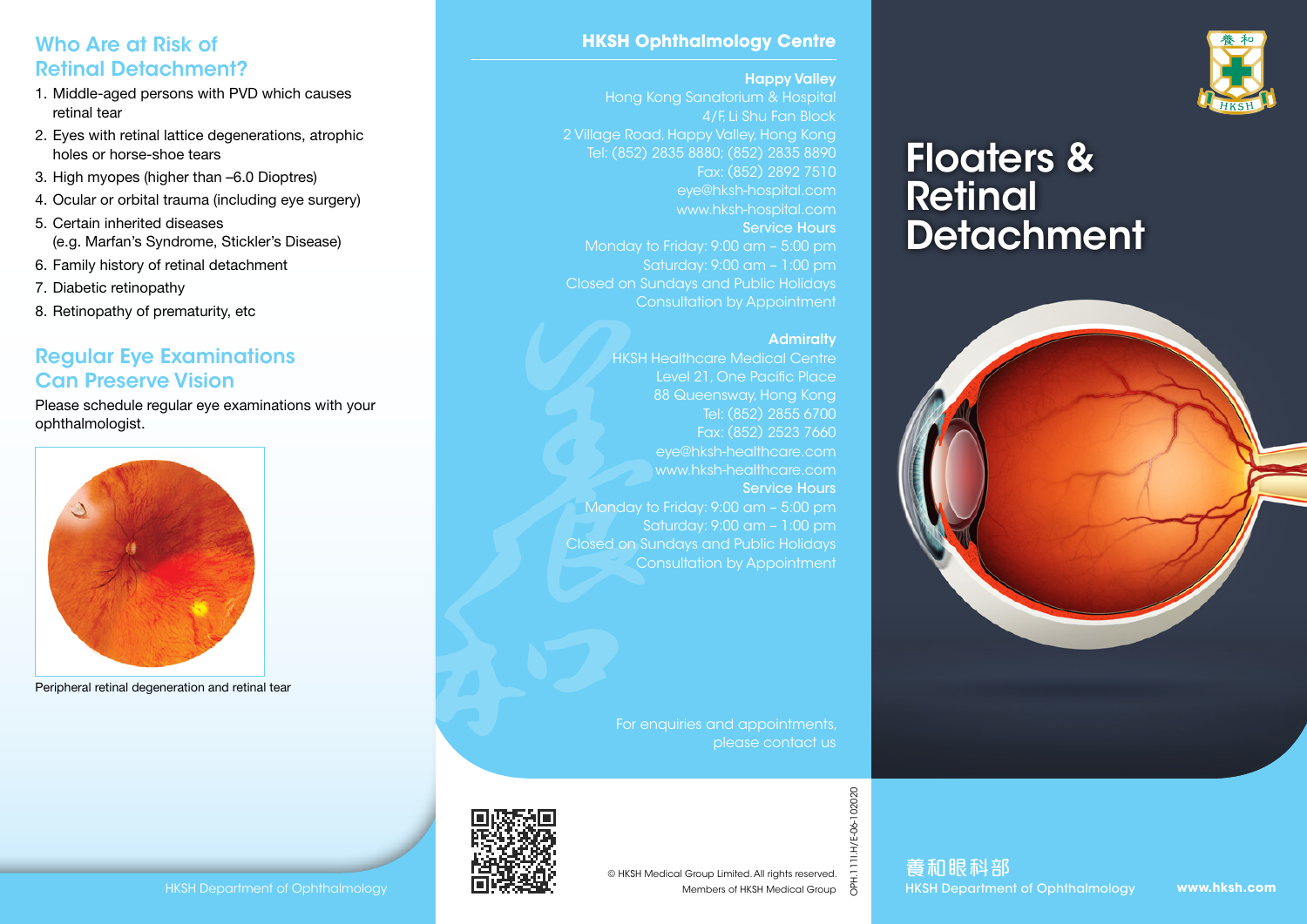## Who Are at Risk of Retinal Detachment?

1. Middle-aged persons with PVD which causes retinal tear
2. Eyes with retinal lattice degenerations, atrophic holes or horse-shoe tears
3. High myopes (higher than –6.0 Dioptres)
4. Ocular or orbital trauma (including eye surgery)
5. Certain inherited diseases (e.g. Marfan's Syndrome, Stickler's Disease)
6. Family history of retinal detachment
7. Diabetic retinopathy
8. Retinopathy of prematurity, etc

## Regular Eye Examinations Can Preserve Vision

Please schedule regular eye examinations with your ophthalmologist.

Peripheral retinal degeneration and retinal tear

HKSH Department of Ophthalmology

## HKSH Ophthalmology Centre

**Happy Valley**
Hong Kong Sanatorium & Hospital
4/F, Li Shu Fan Block
2 Village Road, Happy Valley, Hong Kong
Tel: (852) 2835 8880; (852) 2835 8890
Fax: (852) 2892 7510
eye@hksh-hospital.com
www.hksh-hospital.com

**Service Hours**
Monday to Friday: 9:00 am – 5:00 pm
Saturday: 9:00 am – 1:00 pm
Closed on Sundays and Public Holidays
Consultation by Appointment

**Admiralty**
HKSH Healthcare Medical Centre
Level 21, One Pacific Place
88 Queensway, Hong Kong
Tel: (852) 2855 6700
Fax: (852) 2523 7660
eye@hksh-healthcare.com
www.hksh-healthcare.com

**Service Hours**
Monday to Friday: 9:00 am – 5:00 pm
Saturday: 9:00 am – 1:00 pm
Closed on Sundays and Public Holidays
Consultation by Appointment

For enquiries and appointments, please contact us

© HKSH Medical Group Limited. All rights reserved.
Members of HKSH Medical Group

OPH.111I.H/E-06-102020

# Floaters & Retinal Detachment

養和眼科部
HKSH Department of Ophthalmology

www.hksh.com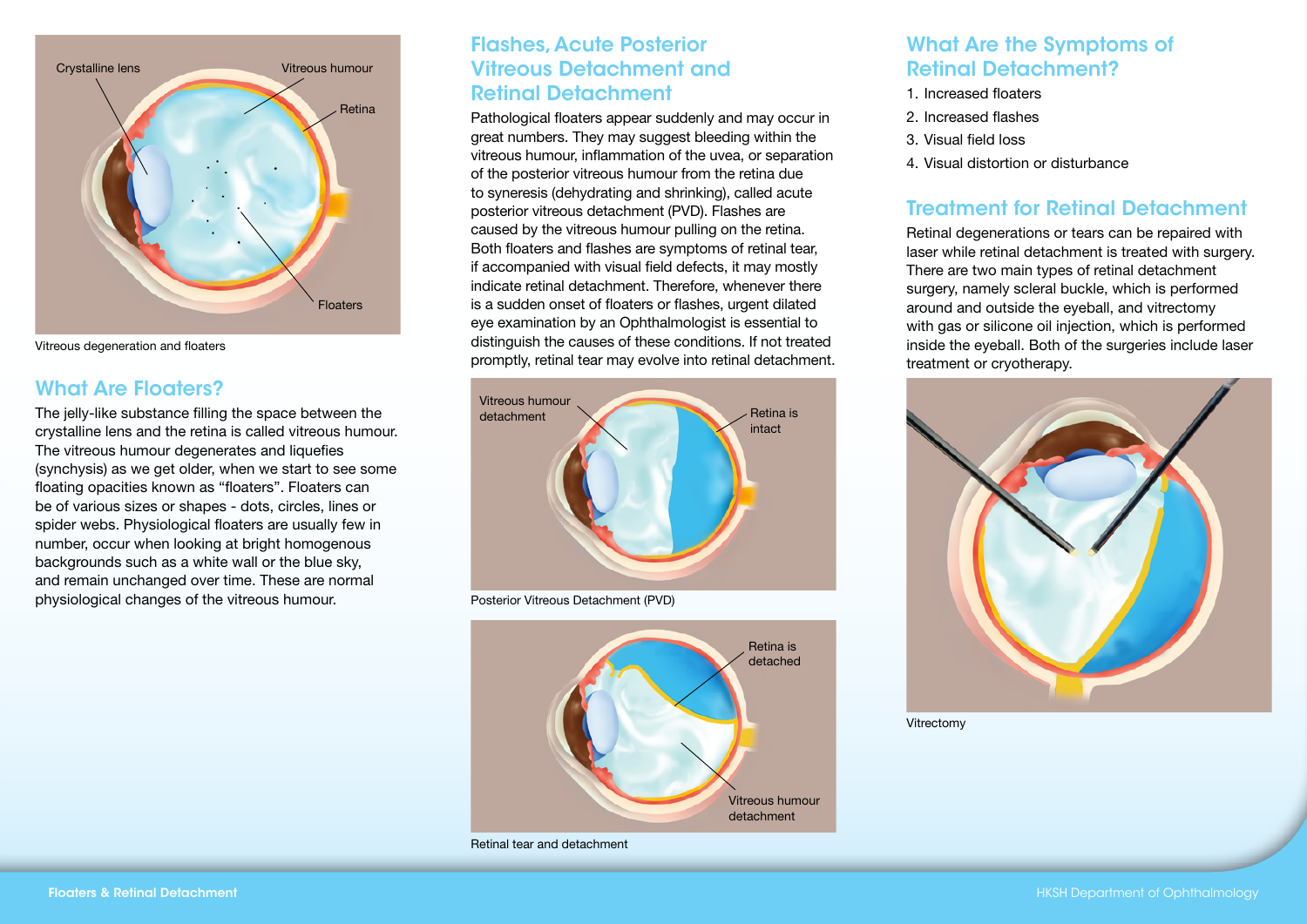Crystalline lens

Vitreous humour

Retina

Floaters

Vitreous degeneration and floaters

## What Are Floaters?

The jelly-like substance filling the space between the crystalline lens and the retina is called vitreous humour. The vitreous humour degenerates and liquefies (synchysis) as we get older, when we start to see some floating opacities known as "floaters". Floaters can be of various sizes or shapes - dots, circles, lines or spider webs. Physiological floaters are usually few in number, occur when looking at bright homogenous backgrounds such as a white wall or the blue sky, and remain unchanged over time. These are normal physiological changes of the vitreous humour.

## Flashes, Acute Posterior Vitreous Detachment and Retinal Detachment

Pathological floaters appear suddenly and may occur in great numbers. They may suggest bleeding within the vitreous humour, inflammation of the uvea, or separation of the posterior vitreous humour from the retina due to syneresis (dehydrating and shrinking), called acute posterior vitreous detachment (PVD). Flashes are caused by the vitreous humour pulling on the retina. Both floaters and flashes are symptoms of retinal tear, if accompanied with visual field defects, it may mostly indicate retinal detachment. Therefore, whenever there is a sudden onset of floaters or flashes, urgent dilated eye examination by an Ophthalmologist is essential to distinguish the causes of these conditions. If not treated promptly, retinal tear may evolve into retinal detachment.

Vitreous humour detachment

Retina is intact

Posterior Vitreous Detachment (PVD)

Retina is detached

Vitreous humour detachment

Retinal tear and detachment

## What Are the Symptoms of Retinal Detachment?

1. Increased floaters
2. Increased flashes
3. Visual field loss
4. Visual distortion or disturbance

## Treatment for Retinal Detachment

Retinal degenerations or tears can be repaired with laser while retinal detachment is treated with surgery. There are two main types of retinal detachment surgery, namely scleral buckle, which is performed around and outside the eyeball, and vitrectomy with gas or silicone oil injection, which is performed inside the eyeball. Both of the surgeries include laser treatment or cryotherapy.

Vitrectomy